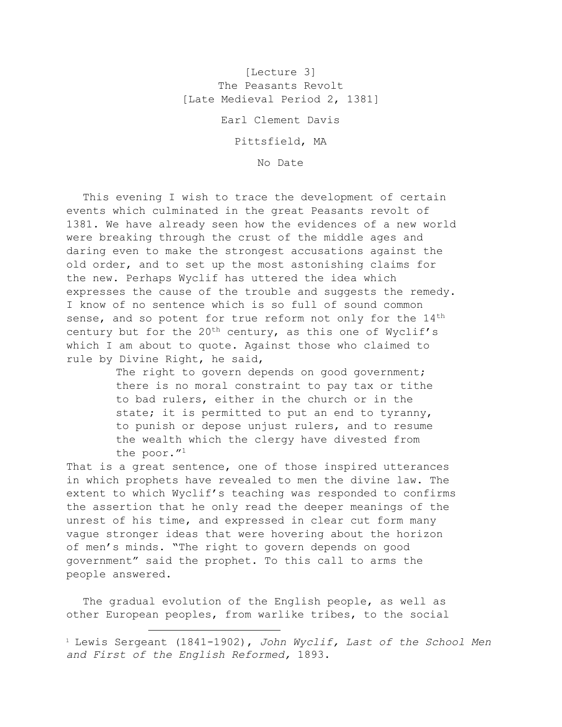[Lecture 3]
The Peasants Revolt
[Late Medieval Period 2, 1381]

Earl Clement Davis

Pittsfield, MA

No Date

This evening I wish to trace the development of certain events which culminated in the great Peasants revolt of 1381. We have already seen how the evidences of a new world were breaking through the crust of the middle ages and daring even to make the strongest accusations against the old order, and to set up the most astonishing claims for the new. Perhaps Wyclif has uttered the idea which expresses the cause of the trouble and suggests the remedy. I know of no sentence which is so full of sound common sense, and so potent for true reform not only for the 14th century but for the 20th century, as this one of Wyclif's which I am about to quote. Against those who claimed to rule by Divine Right, he said,

> The right to govern depends on good government; there is no moral constraint to pay tax or tithe to bad rulers, either in the church or in the state; it is permitted to put an end to tyranny, to punish or depose unjust rulers, and to resume the wealth which the clergy have divested from the poor."[1]

That is a great sentence, one of those inspired utterances in which prophets have revealed to men the divine law. The extent to which Wyclif's teaching was responded to confirms the assertion that he only read the deeper meanings of the unrest of his time, and expressed in clear cut form many vague stronger ideas that were hovering about the horizon of men's minds. "The right to govern depends on good government" said the prophet. To this call to arms the people answered.

The gradual evolution of the English people, as well as other European peoples, from warlike tribes, to the social

[1] Lewis Sergeant (1841-1902), *John Wyclif, Last of the School Men and First of the English Reformed,* 1893.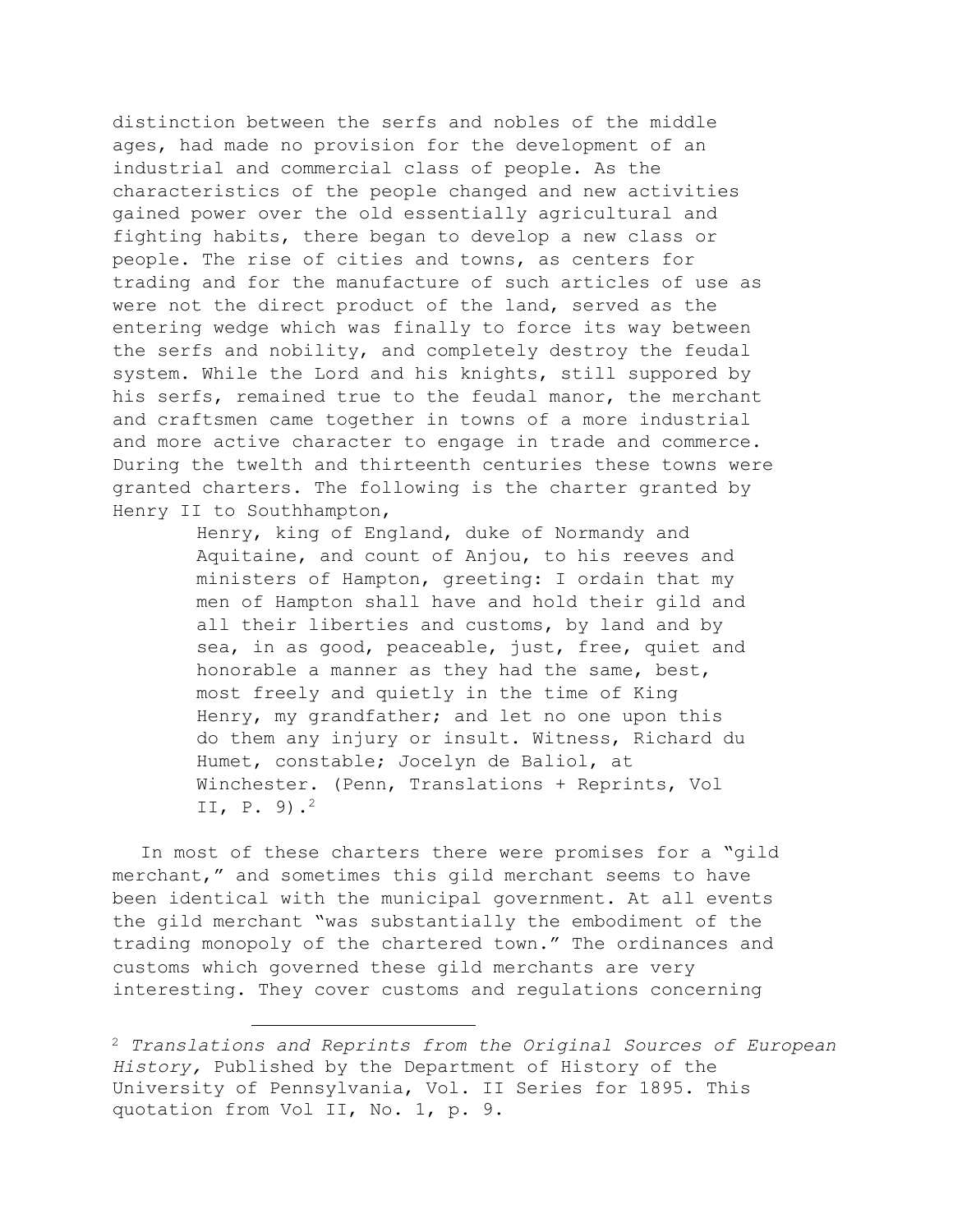distinction between the serfs and nobles of the middle ages, had made no provision for the development of an industrial and commercial class of people. As the characteristics of the people changed and new activities gained power over the old essentially agricultural and fighting habits, there began to develop a new class or people. The rise of cities and towns, as centers for trading and for the manufacture of such articles of use as were not the direct product of the land, served as the entering wedge which was finally to force its way between the serfs and nobility, and completely destroy the feudal system. While the Lord and his knights, still suppored by his serfs, remained true to the feudal manor, the merchant and craftsmen came together in towns of a more industrial and more active character to engage in trade and commerce. During the twelth and thirteenth centuries these towns were granted charters. The following is the charter granted by Henry II to Southhampton,

> Henry, king of England, duke of Normandy and Aquitaine, and count of Anjou, to his reeves and ministers of Hampton, greeting: I ordain that my men of Hampton shall have and hold their gild and all their liberties and customs, by land and by sea, in as good, peaceable, just, free, quiet and honorable a manner as they had the same, best, most freely and quietly in the time of King Henry, my grandfather; and let no one upon this do them any injury or insult. Witness, Richard du Humet, constable; Jocelyn de Baliol, at Winchester. (Penn, Translations + Reprints, Vol II, P. 9).[2]

In most of these charters there were promises for a "gild merchant," and sometimes this gild merchant seems to have been identical with the municipal government. At all events the gild merchant "was substantially the embodiment of the trading monopoly of the chartered town." The ordinances and customs which governed these gild merchants are very interesting. They cover customs and regulations concerning

---

[2] *Translations and Reprints from the Original Sources of European History,* Published by the Department of History of the University of Pennsylvania, Vol. II Series for 1895. This quotation from Vol II, No. 1, p. 9.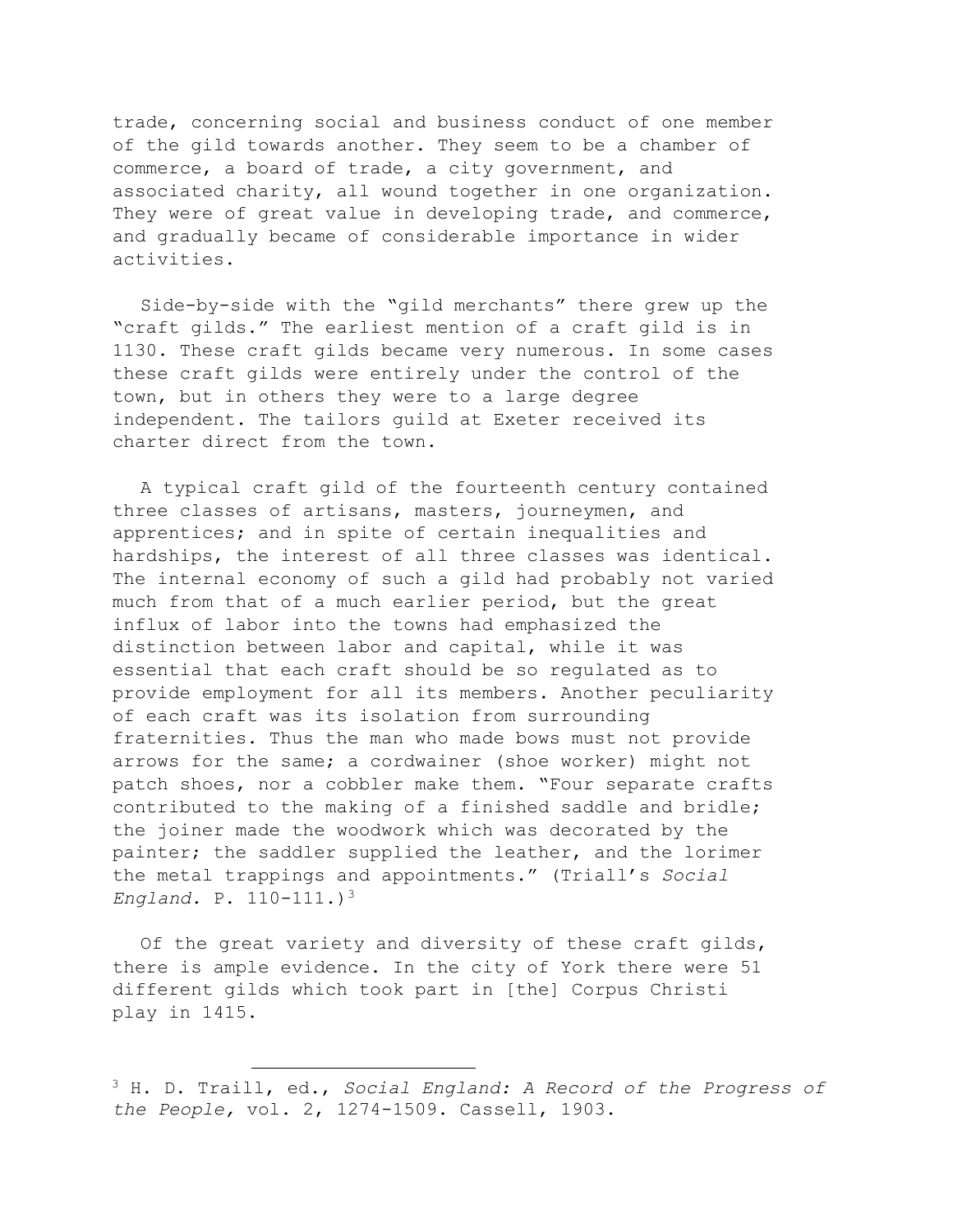trade, concerning social and business conduct of one member of the gild towards another. They seem to be a chamber of commerce, a board of trade, a city government, and associated charity, all wound together in one organization. They were of great value in developing trade, and commerce, and gradually became of considerable importance in wider activities.

Side-by-side with the "gild merchants" there grew up the "craft gilds." The earliest mention of a craft gild is in 1130. These craft gilds became very numerous. In some cases these craft gilds were entirely under the control of the town, but in others they were to a large degree independent. The tailors guild at Exeter received its charter direct from the town.

A typical craft gild of the fourteenth century contained three classes of artisans, masters, journeymen, and apprentices; and in spite of certain inequalities and hardships, the interest of all three classes was identical. The internal economy of such a gild had probably not varied much from that of a much earlier period, but the great influx of labor into the towns had emphasized the distinction between labor and capital, while it was essential that each craft should be so regulated as to provide employment for all its members. Another peculiarity of each craft was its isolation from surrounding fraternities. Thus the man who made bows must not provide arrows for the same; a cordwainer (shoe worker) might not patch shoes, nor a cobbler make them. "Four separate crafts contributed to the making of a finished saddle and bridle; the joiner made the woodwork which was decorated by the painter; the saddler supplied the leather, and the lorimer the metal trappings and appointments." (Triall's *Social England.* P. 110-111.)[3]

Of the great variety and diversity of these craft gilds, there is ample evidence. In the city of York there were 51 different gilds which took part in [the] Corpus Christi play in 1415.

---

[3] H. D. Traill, ed., *Social England: A Record of the Progress of the People,* vol. 2, 1274-1509. Cassell, 1903.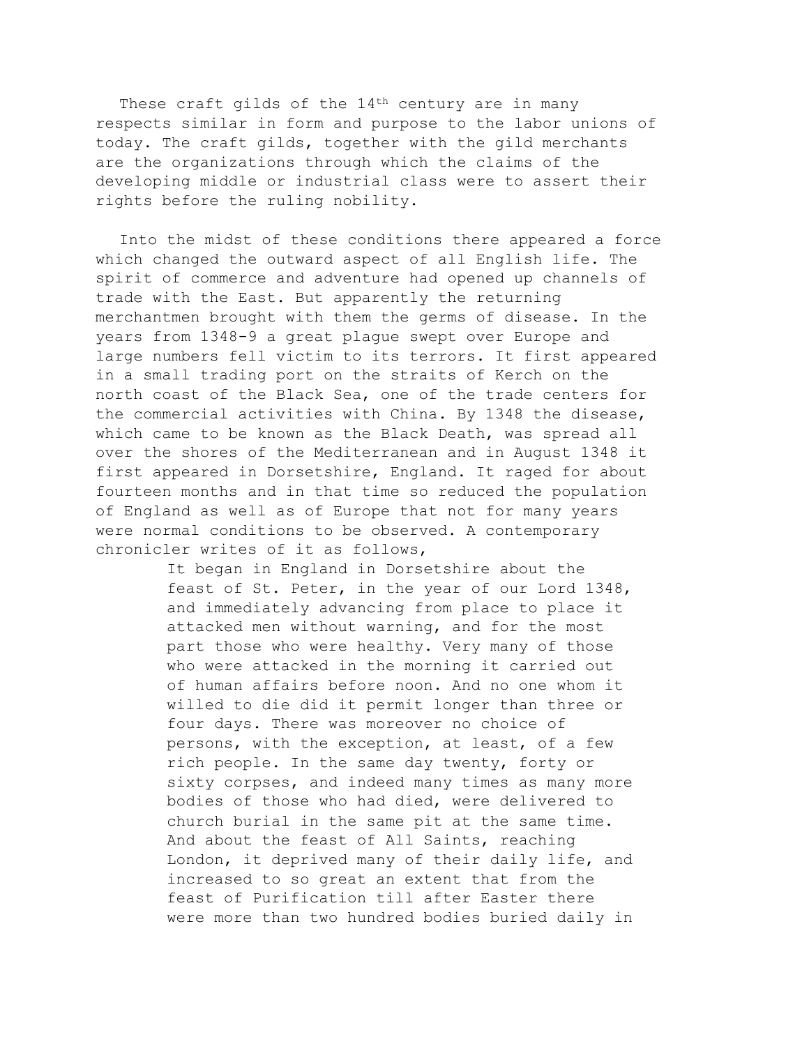These craft gilds of the 14th century are in many respects similar in form and purpose to the labor unions of today. The craft gilds, together with the gild merchants are the organizations through which the claims of the developing middle or industrial class were to assert their rights before the ruling nobility.

Into the midst of these conditions there appeared a force which changed the outward aspect of all English life. The spirit of commerce and adventure had opened up channels of trade with the East. But apparently the returning merchantmen brought with them the germs of disease. In the years from 1348-9 a great plague swept over Europe and large numbers fell victim to its terrors. It first appeared in a small trading port on the straits of Kerch on the north coast of the Black Sea, one of the trade centers for the commercial activities with China. By 1348 the disease, which came to be known as the Black Death, was spread all over the shores of the Mediterranean and in August 1348 it first appeared in Dorsetshire, England. It raged for about fourteen months and in that time so reduced the population of England as well as of Europe that not for many years were normal conditions to be observed. A contemporary chronicler writes of it as follows,

> It began in England in Dorsetshire about the feast of St. Peter, in the year of our Lord 1348, and immediately advancing from place to place it attacked men without warning, and for the most part those who were healthy. Very many of those who were attacked in the morning it carried out of human affairs before noon. And no one whom it willed to die did it permit longer than three or four days. There was moreover no choice of persons, with the exception, at least, of a few rich people. In the same day twenty, forty or sixty corpses, and indeed many times as many more bodies of those who had died, were delivered to church burial in the same pit at the same time. And about the feast of All Saints, reaching London, it deprived many of their daily life, and increased to so great an extent that from the feast of Purification till after Easter there were more than two hundred bodies buried daily in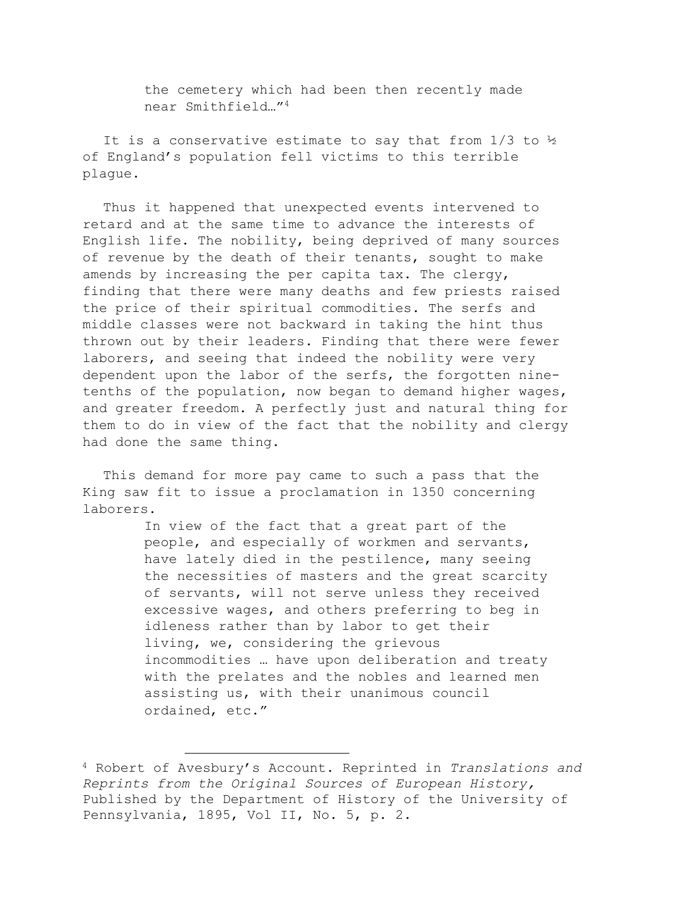> the cemetery which had been then recently made near Smithfield…"[4]

It is a conservative estimate to say that from 1/3 to ½ of England's population fell victims to this terrible plague.

Thus it happened that unexpected events intervened to retard and at the same time to advance the interests of English life. The nobility, being deprived of many sources of revenue by the death of their tenants, sought to make amends by increasing the per capita tax. The clergy, finding that there were many deaths and few priests raised the price of their spiritual commodities. The serfs and middle classes were not backward in taking the hint thus thrown out by their leaders. Finding that there were fewer laborers, and seeing that indeed the nobility were very dependent upon the labor of the serfs, the forgotten nine-tenths of the population, now began to demand higher wages, and greater freedom. A perfectly just and natural thing for them to do in view of the fact that the nobility and clergy had done the same thing.

This demand for more pay came to such a pass that the King saw fit to issue a proclamation in 1350 concerning laborers.

> In view of the fact that a great part of the people, and especially of workmen and servants, have lately died in the pestilence, many seeing the necessities of masters and the great scarcity of servants, will not serve unless they received excessive wages, and others preferring to beg in idleness rather than by labor to get their living, we, considering the grievous incommodities … have upon deliberation and treaty with the prelates and the nobles and learned men assisting us, with their unanimous council ordained, etc."

---

[4] Robert of Avesbury's Account. Reprinted in *Translations and Reprints from the Original Sources of European History,* Published by the Department of History of the University of Pennsylvania, 1895, Vol II, No. 5, p. 2.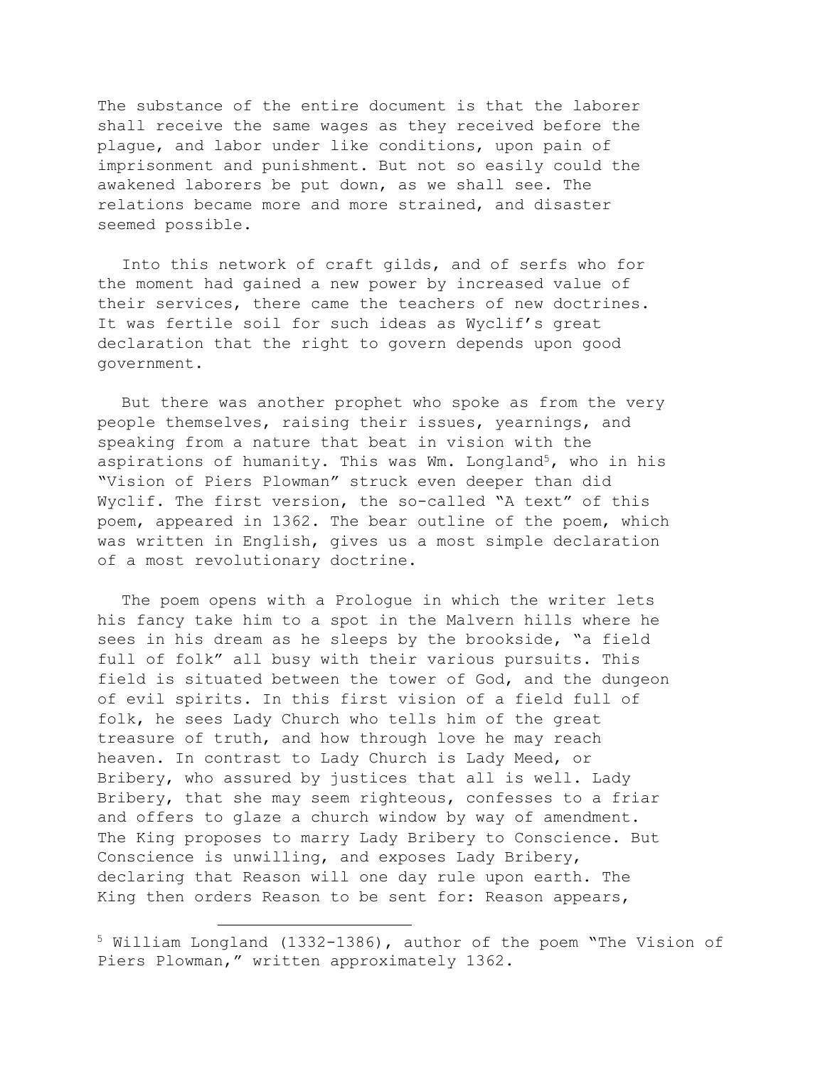The substance of the entire document is that the laborer shall receive the same wages as they received before the plague, and labor under like conditions, upon pain of imprisonment and punishment. But not so easily could the awakened laborers be put down, as we shall see. The relations became more and more strained, and disaster seemed possible.

Into this network of craft gilds, and of serfs who for the moment had gained a new power by increased value of their services, there came the teachers of new doctrines. It was fertile soil for such ideas as Wyclif's great declaration that the right to govern depends upon good government.

But there was another prophet who spoke as from the very people themselves, raising their issues, yearnings, and speaking from a nature that beat in vision with the aspirations of humanity. This was Wm. Longland[5], who in his "Vision of Piers Plowman" struck even deeper than did Wyclif. The first version, the so-called "A text" of this poem, appeared in 1362. The bear outline of the poem, which was written in English, gives us a most simple declaration of a most revolutionary doctrine.

The poem opens with a Prologue in which the writer lets his fancy take him to a spot in the Malvern hills where he sees in his dream as he sleeps by the brookside, "a field full of folk" all busy with their various pursuits. This field is situated between the tower of God, and the dungeon of evil spirits. In this first vision of a field full of folk, he sees Lady Church who tells him of the great treasure of truth, and how through love he may reach heaven. In contrast to Lady Church is Lady Meed, or Bribery, who assured by justices that all is well. Lady Bribery, that she may seem righteous, confesses to a friar and offers to glaze a church window by way of amendment. The King proposes to marry Lady Bribery to Conscience. But Conscience is unwilling, and exposes Lady Bribery, declaring that Reason will one day rule upon earth. The King then orders Reason to be sent for: Reason appears,

---

[5] William Longland (1332-1386), author of the poem "The Vision of Piers Plowman," written approximately 1362.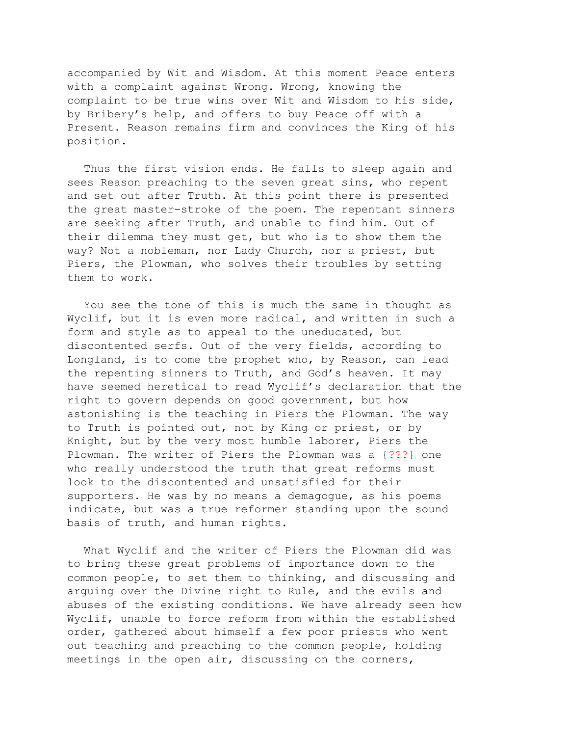accompanied by Wit and Wisdom. At this moment Peace enters with a complaint against Wrong. Wrong, knowing the complaint to be true wins over Wit and Wisdom to his side, by Bribery's help, and offers to buy Peace off with a Present. Reason remains firm and convinces the King of his position.

Thus the first vision ends. He falls to sleep again and sees Reason preaching to the seven great sins, who repent and set out after Truth. At this point there is presented the great master-stroke of the poem. The repentant sinners are seeking after Truth, and unable to find him. Out of their dilemma they must get, but who is to show them the way? Not a nobleman, nor Lady Church, nor a priest, but Piers, the Plowman, who solves their troubles by setting them to work.

You see the tone of this is much the same in thought as Wyclif, but it is even more radical, and written in such a form and style as to appeal to the uneducated, but discontented serfs. Out of the very fields, according to Longland, is to come the prophet who, by Reason, can lead the repenting sinners to Truth, and God's heaven. It may have seemed heretical to read Wyclif's declaration that the right to govern depends on good government, but how astonishing is the teaching in Piers the Plowman. The way to Truth is pointed out, not by King or priest, or by Knight, but by the very most humble laborer, Piers the Plowman. The writer of Piers the Plowman was a {???} one who really understood the truth that great reforms must look to the discontented and unsatisfied for their supporters. He was by no means a demagogue, as his poems indicate, but was a true reformer standing upon the sound basis of truth, and human rights.

What Wyclif and the writer of Piers the Plowman did was to bring these great problems of importance down to the common people, to set them to thinking, and discussing and arguing over the Divine right to Rule, and the evils and abuses of the existing conditions. We have already seen how Wyclif, unable to force reform from within the established order, gathered about himself a few poor priests who went out teaching and preaching to the common people, holding meetings in the open air, discussing on the corners,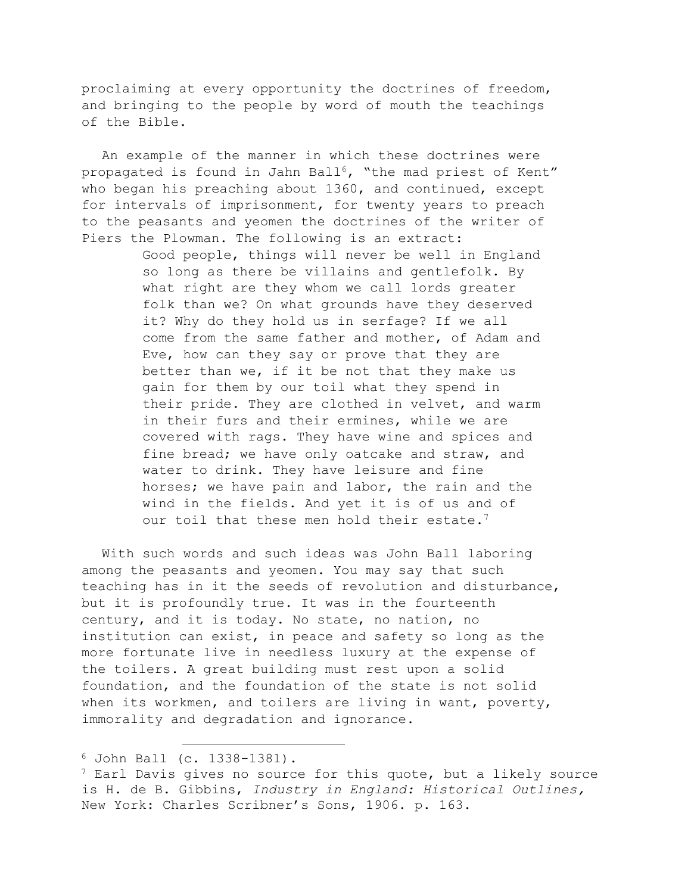proclaiming at every opportunity the doctrines of freedom, and bringing to the people by word of mouth the teachings of the Bible.

An example of the manner in which these doctrines were propagated is found in Jahn Ball[6], "the mad priest of Kent" who began his preaching about 1360, and continued, except for intervals of imprisonment, for twenty years to preach to the peasants and yeomen the doctrines of the writer of Piers the Plowman. The following is an extract:

> Good people, things will never be well in England so long as there be villains and gentlefolk. By what right are they whom we call lords greater folk than we? On what grounds have they deserved it? Why do they hold us in serfage? If we all come from the same father and mother, of Adam and Eve, how can they say or prove that they are better than we, if it be not that they make us gain for them by our toil what they spend in their pride. They are clothed in velvet, and warm in their furs and their ermines, while we are covered with rags. They have wine and spices and fine bread; we have only oatcake and straw, and water to drink. They have leisure and fine horses; we have pain and labor, the rain and the wind in the fields. And yet it is of us and of our toil that these men hold their estate.[7]

With such words and such ideas was John Ball laboring among the peasants and yeomen. You may say that such teaching has in it the seeds of revolution and disturbance, but it is profoundly true. It was in the fourteenth century, and it is today. No state, no nation, no institution can exist, in peace and safety so long as the more fortunate live in needless luxury at the expense of the toilers. A great building must rest upon a solid foundation, and the foundation of the state is not solid when its workmen, and toilers are living in want, poverty, immorality and degradation and ignorance.

---

[6] John Ball (c. 1338-1381).

[7] Earl Davis gives no source for this quote, but a likely source is H. de B. Gibbins, *Industry in England: Historical Outlines,* New York: Charles Scribner's Sons, 1906. p. 163.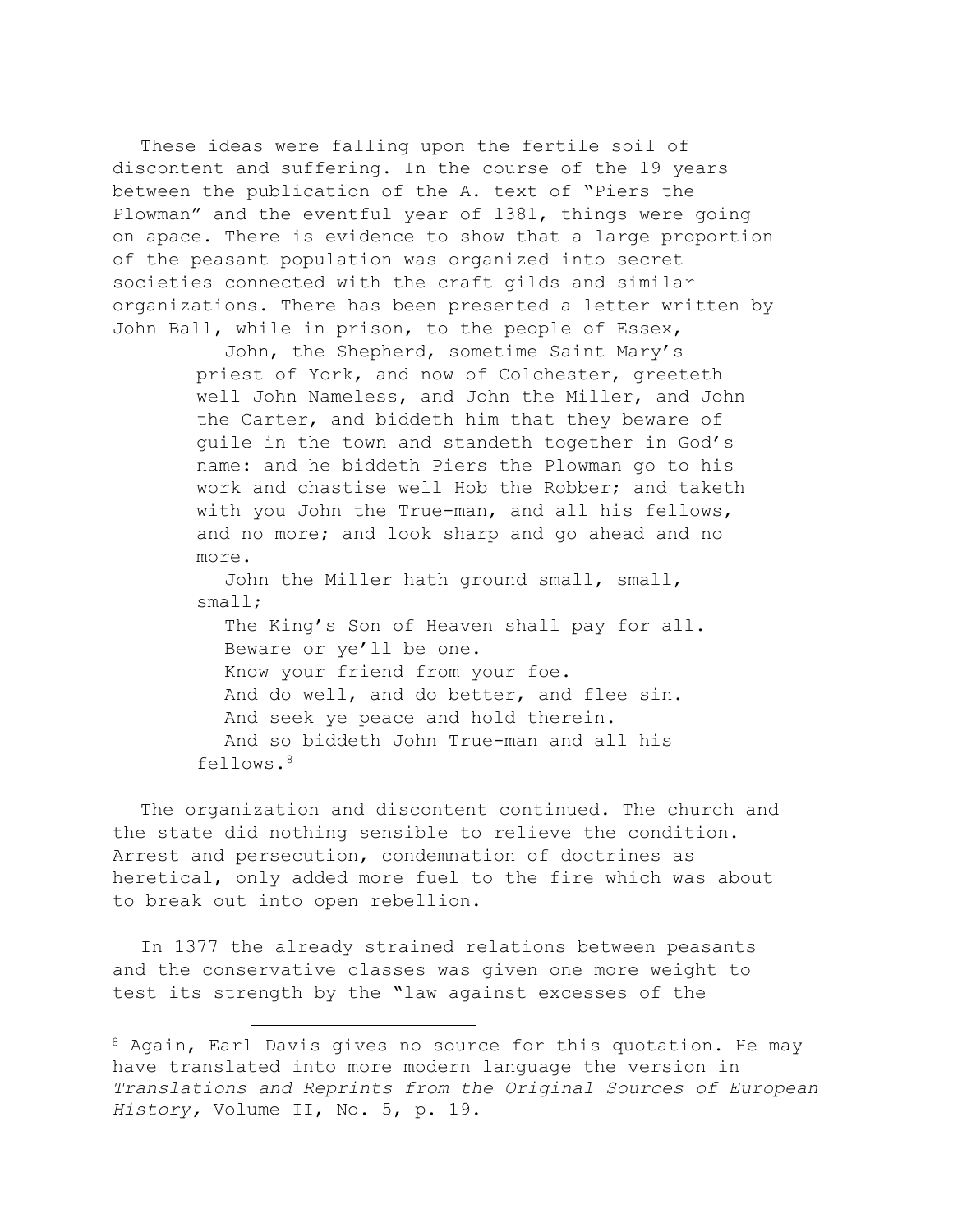These ideas were falling upon the fertile soil of discontent and suffering. In the course of the 19 years between the publication of the A. text of "Piers the Plowman" and the eventful year of 1381, things were going on apace. There is evidence to show that a large proportion of the peasant population was organized into secret societies connected with the craft gilds and similar organizations. There has been presented a letter written by John Ball, while in prison, to the people of Essex,

> John, the Shepherd, sometime Saint Mary's priest of York, and now of Colchester, greeteth well John Nameless, and John the Miller, and John the Carter, and biddeth him that they beware of guile in the town and standeth together in God's name: and he biddeth Piers the Plowman go to his work and chastise well Hob the Robber; and taketh with you John the True-man, and all his fellows, and no more; and look sharp and go ahead and no more.
>
> John the Miller hath ground small, small, small;
> The King's Son of Heaven shall pay for all.
> Beware or ye'll be one.
> Know your friend from your foe.
> And do well, and do better, and flee sin.
> And seek ye peace and hold therein.
> And so biddeth John True-man and all his fellows.[8]

The organization and discontent continued. The church and the state did nothing sensible to relieve the condition. Arrest and persecution, condemnation of doctrines as heretical, only added more fuel to the fire which was about to break out into open rebellion.

In 1377 the already strained relations between peasants and the conservative classes was given one more weight to test its strength by the "law against excesses of the

---

[8] Again, Earl Davis gives no source for this quotation. He may have translated into more modern language the version in *Translations and Reprints from the Original Sources of European History,* Volume II, No. 5, p. 19.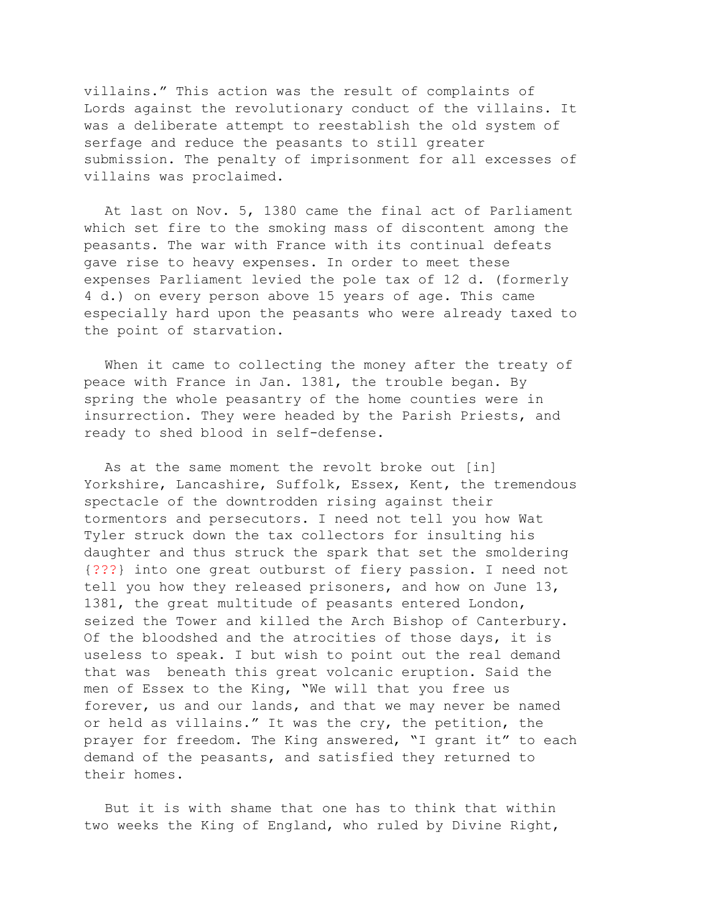villains." This action was the result of complaints of Lords against the revolutionary conduct of the villains. It was a deliberate attempt to reestablish the old system of serfage and reduce the peasants to still greater submission. The penalty of imprisonment for all excesses of villains was proclaimed.

At last on Nov. 5, 1380 came the final act of Parliament which set fire to the smoking mass of discontent among the peasants. The war with France with its continual defeats gave rise to heavy expenses. In order to meet these expenses Parliament levied the pole tax of 12 d. (formerly 4 d.) on every person above 15 years of age. This came especially hard upon the peasants who were already taxed to the point of starvation.

When it came to collecting the money after the treaty of peace with France in Jan. 1381, the trouble began. By spring the whole peasantry of the home counties were in insurrection. They were headed by the Parish Priests, and ready to shed blood in self-defense.

As at the same moment the revolt broke out [in] Yorkshire, Lancashire, Suffolk, Essex, Kent, the tremendous spectacle of the downtrodden rising against their tormentors and persecutors. I need not tell you how Wat Tyler struck down the tax collectors for insulting his daughter and thus struck the spark that set the smoldering {???} into one great outburst of fiery passion. I need not tell you how they released prisoners, and how on June 13, 1381, the great multitude of peasants entered London, seized the Tower and killed the Arch Bishop of Canterbury. Of the bloodshed and the atrocities of those days, it is useless to speak. I but wish to point out the real demand that was beneath this great volcanic eruption. Said the men of Essex to the King, "We will that you free us forever, us and our lands, and that we may never be named or held as villains." It was the cry, the petition, the prayer for freedom. The King answered, "I grant it" to each demand of the peasants, and satisfied they returned to their homes.

But it is with shame that one has to think that within two weeks the King of England, who ruled by Divine Right,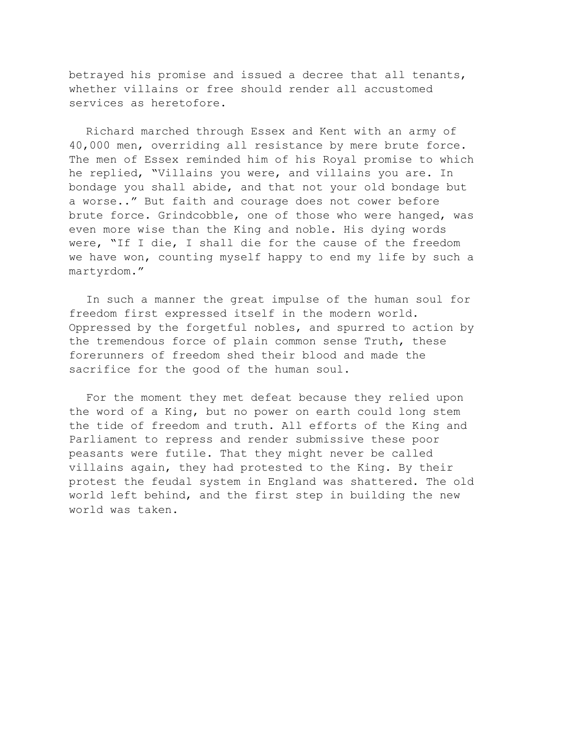betrayed his promise and issued a decree that all tenants, whether villains or free should render all accustomed services as heretofore.

Richard marched through Essex and Kent with an army of 40,000 men, overriding all resistance by mere brute force. The men of Essex reminded him of his Royal promise to which he replied, "Villains you were, and villains you are. In bondage you shall abide, and that not your old bondage but a worse.." But faith and courage does not cower before brute force. Grindcobble, one of those who were hanged, was even more wise than the King and noble. His dying words were, "If I die, I shall die for the cause of the freedom we have won, counting myself happy to end my life by such a martyrdom."

In such a manner the great impulse of the human soul for freedom first expressed itself in the modern world. Oppressed by the forgetful nobles, and spurred to action by the tremendous force of plain common sense Truth, these forerunners of freedom shed their blood and made the sacrifice for the good of the human soul.

For the moment they met defeat because they relied upon the word of a King, but no power on earth could long stem the tide of freedom and truth. All efforts of the King and Parliament to repress and render submissive these poor peasants were futile. That they might never be called villains again, they had protested to the King. By their protest the feudal system in England was shattered. The old world left behind, and the first step in building the new world was taken.